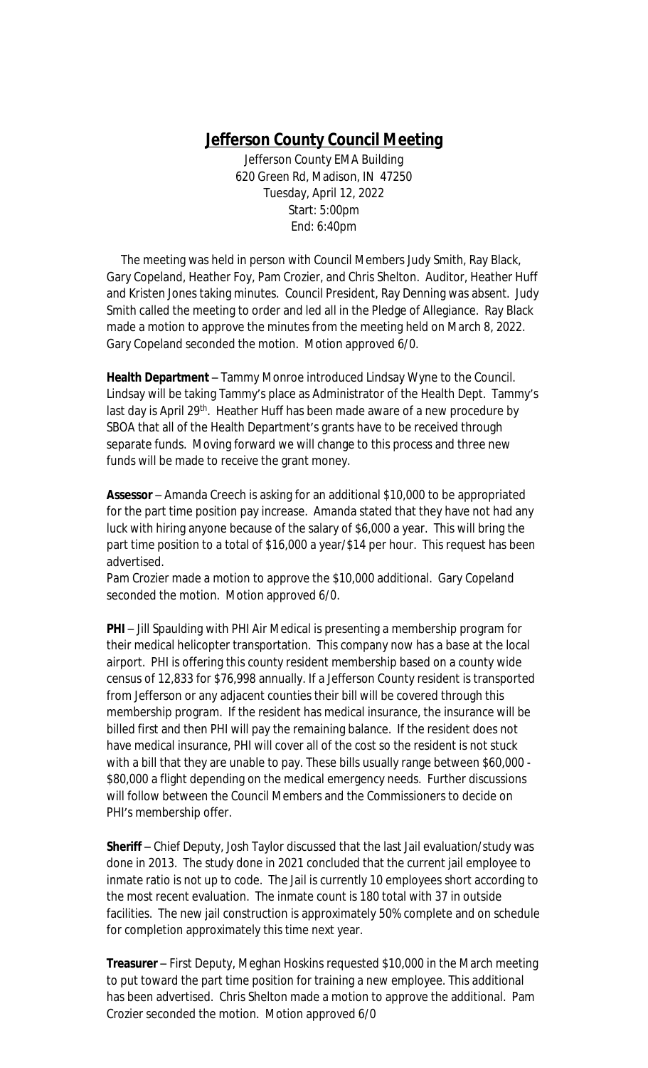# Jefferson County Council Meeting

Jefferson County EMA Building
620 Green Rd, Madison, IN 47250
Tuesday, April 12, 2022
Start: 5:00pm
End: 6:40pm

The meeting was held in person with Council Members Judy Smith, Ray Black, Gary Copeland, Heather Foy, Pam Crozier, and Chris Shelton. Auditor, Heather Huff and Kristen Jones taking minutes. Council President, Ray Denning was absent. Judy Smith called the meeting to order and led all in the Pledge of Allegiance. Ray Black made a motion to approve the minutes from the meeting held on March 8, 2022. Gary Copeland seconded the motion. Motion approved 6/0.

**Health Department** – Tammy Monroe introduced Lindsay Wyne to the Council. Lindsay will be taking Tammy's place as Administrator of the Health Dept. Tammy's last day is April 29th. Heather Huff has been made aware of a new procedure by SBOA that all of the Health Department's grants have to be received through separate funds. Moving forward we will change to this process and three new funds will be made to receive the grant money.

**Assessor** – Amanda Creech is asking for an additional $10,000 to be appropriated for the part time position pay increase. Amanda stated that they have not had any luck with hiring anyone because of the salary of $6,000 a year. This will bring the part time position to a total of $16,000 a year/$14 per hour. This request has been advertised.
Pam Crozier made a motion to approve the $10,000 additional. Gary Copeland seconded the motion. Motion approved 6/0.

**PHI** – Jill Spaulding with PHI Air Medical is presenting a membership program for their medical helicopter transportation. This company now has a base at the local airport. PHI is offering this county resident membership based on a county wide census of 12,833 for $76,998 annually. If a Jefferson County resident is transported from Jefferson or any adjacent counties their bill will be covered through this membership program. If the resident has medical insurance, the insurance will be billed first and then PHI will pay the remaining balance. If the resident does not have medical insurance, PHI will cover all of the cost so the resident is not stuck with a bill that they are unable to pay. These bills usually range between $60,000 - $80,000 a flight depending on the medical emergency needs. Further discussions will follow between the Council Members and the Commissioners to decide on PHI's membership offer.

**Sheriff** – Chief Deputy, Josh Taylor discussed that the last Jail evaluation/study was done in 2013. The study done in 2021 concluded that the current jail employee to inmate ratio is not up to code. The Jail is currently 10 employees short according to the most recent evaluation. The inmate count is 180 total with 37 in outside facilities. The new jail construction is approximately 50% complete and on schedule for completion approximately this time next year.

**Treasurer** – First Deputy, Meghan Hoskins requested $10,000 in the March meeting to put toward the part time position for training a new employee. This additional has been advertised. Chris Shelton made a motion to approve the additional. Pam Crozier seconded the motion. Motion approved 6/0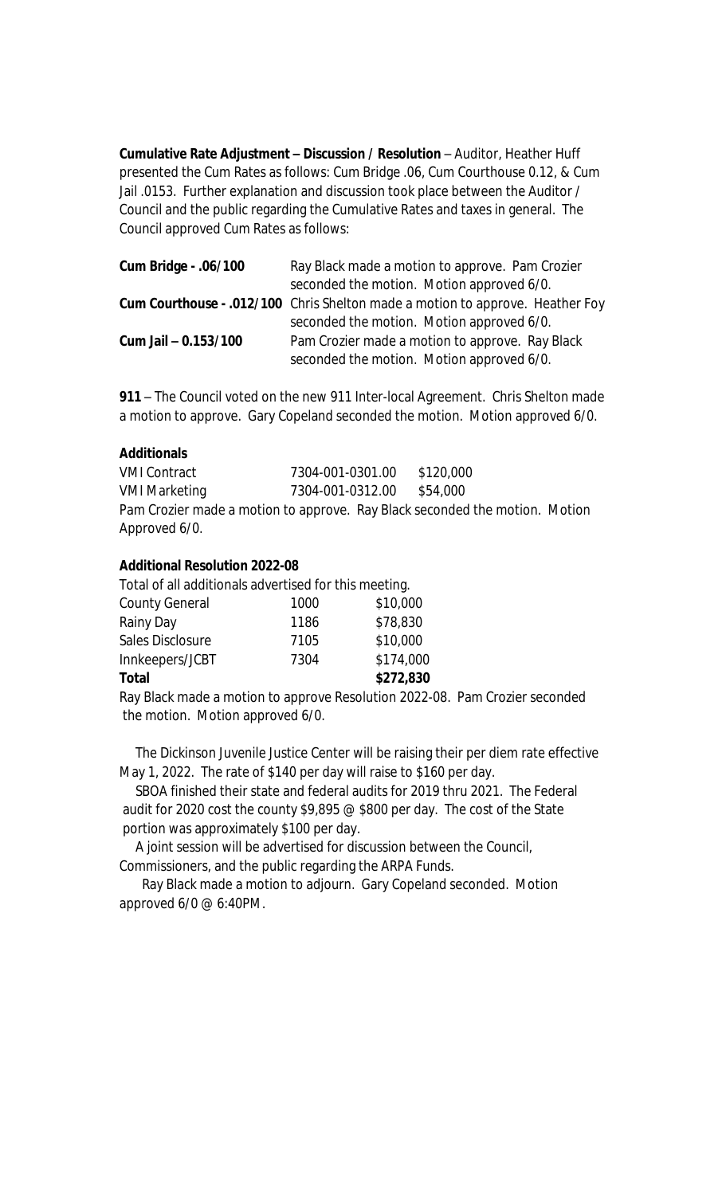**Cumulative Rate Adjustment – Discussion / Resolution** – Auditor, Heather Huff presented the Cum Rates as follows: Cum Bridge .06, Cum Courthouse 0.12, & Cum Jail .0153. Further explanation and discussion took place between the Auditor / Council and the public regarding the Cumulative Rates and taxes in general. The Council approved Cum Rates as follows:

| | |
|---|---|
| **Cum Bridge - .06/100** | Ray Black made a motion to approve. Pam Crozier seconded the motion. Motion approved 6/0. |
| **Cum Courthouse - .012/100** | Chris Shelton made a motion to approve. Heather Foy seconded the motion. Motion approved 6/0. |
| **Cum Jail – 0.153/100** | Pam Crozier made a motion to approve. Ray Black seconded the motion. Motion approved 6/0. |

**911** – The Council voted on the new 911 Inter-local Agreement. Chris Shelton made a motion to approve. Gary Copeland seconded the motion. Motion approved 6/0.

**Additionals**

| | | |
|---|---|---|
| VMI Contract | 7304-001-0301.00 | $120,000 |
| VMI Marketing | 7304-001-0312.00 | $54,000 |

Pam Crozier made a motion to approve. Ray Black seconded the motion. Motion Approved 6/0.

**Additional Resolution 2022-08**

Total of all additionals advertised for this meeting.

| | | |
|---|---|---|
| County General | 1000 | $10,000 |
| Rainy Day | 1186 | $78,830 |
| Sales Disclosure | 7105 | $10,000 |
| Innkeepers/JCBT | 7304 | $174,000 |
| **Total** | | **$272,830** |

Ray Black made a motion to approve Resolution 2022-08. Pam Crozier seconded the motion. Motion approved 6/0.

The Dickinson Juvenile Justice Center will be raising their per diem rate effective May 1, 2022. The rate of $140 per day will raise to $160 per day.

SBOA finished their state and federal audits for 2019 thru 2021. The Federal audit for 2020 cost the county $9,895 @ $800 per day. The cost of the State portion was approximately $100 per day.

A joint session will be advertised for discussion between the Council, Commissioners, and the public regarding the ARPA Funds.

Ray Black made a motion to adjourn. Gary Copeland seconded. Motion approved 6/0 @ 6:40PM.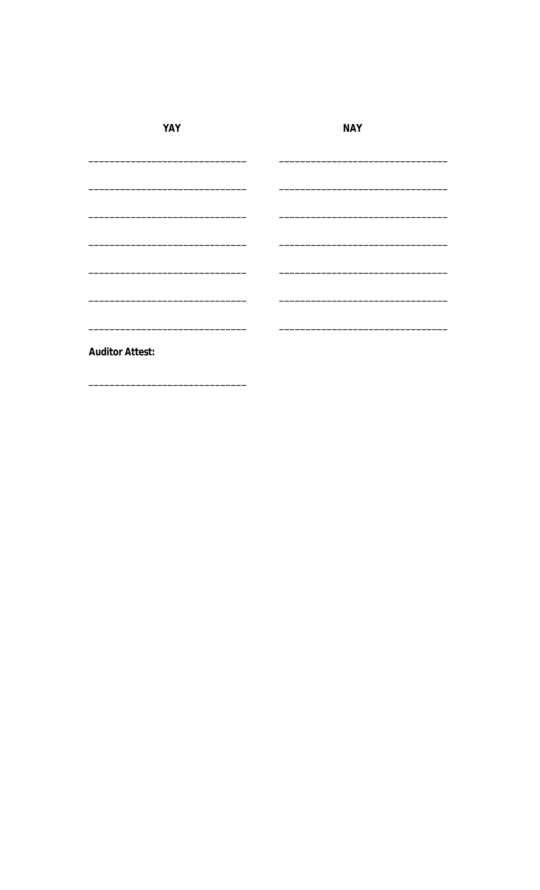| **YAY** | **NAY** |
| --- | --- |
| ______________________________ | ______________________________ |
| ______________________________ | ______________________________ |
| ______________________________ | ______________________________ |
| ______________________________ | ______________________________ |
| ______________________________ | ______________________________ |
| ______________________________ | ______________________________ |
| ______________________________ | ______________________________ |

**Auditor Attest:**

______________________________